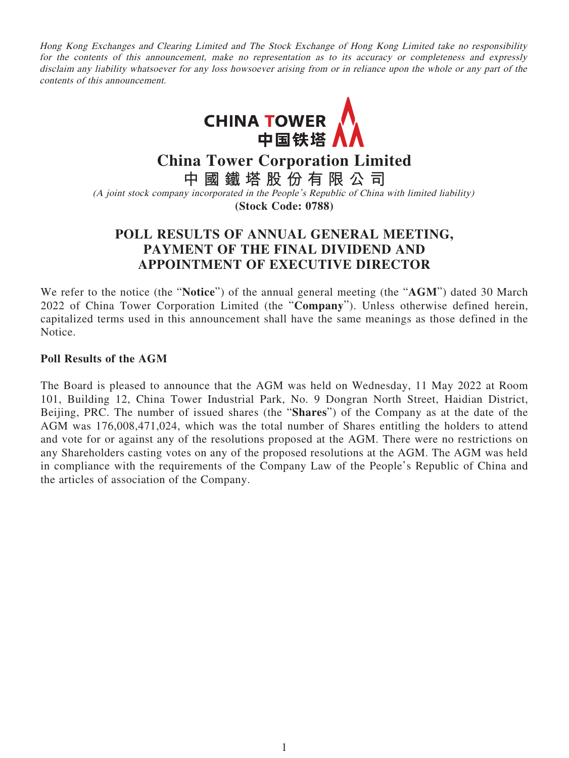*Hong Kong Exchanges and Clearing Limited and The Stock Exchange of Hong Kong Limited take no responsibility for the contents of this announcement, make no representation as to its accuracy or completeness and expressly disclaim any liability whatsoever for any loss howsoever arising from or in reliance upon the whole or any part of the contents of this announcement.*

CHINA TOWER
中国铁塔

# China Tower Corporation Limited
# 中國鐵塔股份有限公司

*(A joint stock company incorporated in the People's Republic of China with limited liability)*
**(Stock Code: 0788)**

## POLL RESULTS OF ANNUAL GENERAL MEETING, PAYMENT OF THE FINAL DIVIDEND AND APPOINTMENT OF EXECUTIVE DIRECTOR

We refer to the notice (the "**Notice**") of the annual general meeting (the "**AGM**") dated 30 March 2022 of China Tower Corporation Limited (the "**Company**"). Unless otherwise defined herein, capitalized terms used in this announcement shall have the same meanings as those defined in the Notice.

**Poll Results of the AGM**

The Board is pleased to announce that the AGM was held on Wednesday, 11 May 2022 at Room 101, Building 12, China Tower Industrial Park, No. 9 Dongran North Street, Haidian District, Beijing, PRC. The number of issued shares (the "**Shares**") of the Company as at the date of the AGM was 176,008,471,024, which was the total number of Shares entitling the holders to attend and vote for or against any of the resolutions proposed at the AGM. There were no restrictions on any Shareholders casting votes on any of the proposed resolutions at the AGM. The AGM was held in compliance with the requirements of the Company Law of the People's Republic of China and the articles of association of the Company.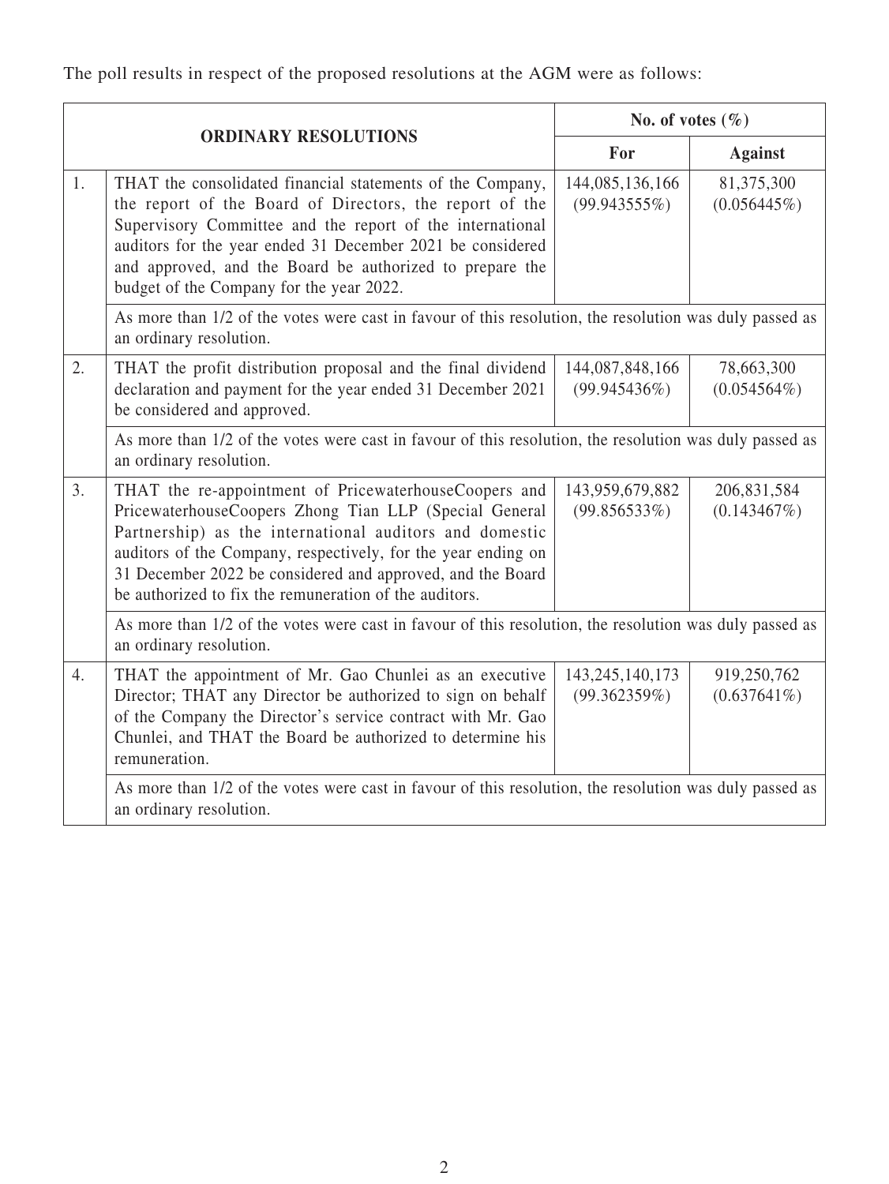The poll results in respect of the proposed resolutions at the AGM were as follows:

| | ORDINARY RESOLUTIONS | No. of votes (%) | |
|---|---|---|---|
| | | For | Against |
| 1. | THAT the consolidated financial statements of the Company, the report of the Board of Directors, the report of the Supervisory Committee and the report of the international auditors for the year ended 31 December 2021 be considered and approved, and the Board be authorized to prepare the budget of the Company for the year 2022. | 144,085,136,166 (99.943555%) | 81,375,300 (0.056445%) |
| | As more than 1/2 of the votes were cast in favour of this resolution, the resolution was duly passed as an ordinary resolution. | | |
| 2. | THAT the profit distribution proposal and the final dividend declaration and payment for the year ended 31 December 2021 be considered and approved. | 144,087,848,166 (99.945436%) | 78,663,300 (0.054564%) |
| | As more than 1/2 of the votes were cast in favour of this resolution, the resolution was duly passed as an ordinary resolution. | | |
| 3. | THAT the re-appointment of PricewaterhouseCoopers and PricewaterhouseCoopers Zhong Tian LLP (Special General Partnership) as the international auditors and domestic auditors of the Company, respectively, for the year ending on 31 December 2022 be considered and approved, and the Board be authorized to fix the remuneration of the auditors. | 143,959,679,882 (99.856533%) | 206,831,584 (0.143467%) |
| | As more than 1/2 of the votes were cast in favour of this resolution, the resolution was duly passed as an ordinary resolution. | | |
| 4. | THAT the appointment of Mr. Gao Chunlei as an executive Director; THAT any Director be authorized to sign on behalf of the Company the Director's service contract with Mr. Gao Chunlei, and THAT the Board be authorized to determine his remuneration. | 143,245,140,173 (99.362359%) | 919,250,762 (0.637641%) |
| | As more than 1/2 of the votes were cast in favour of this resolution, the resolution was duly passed as an ordinary resolution. | | |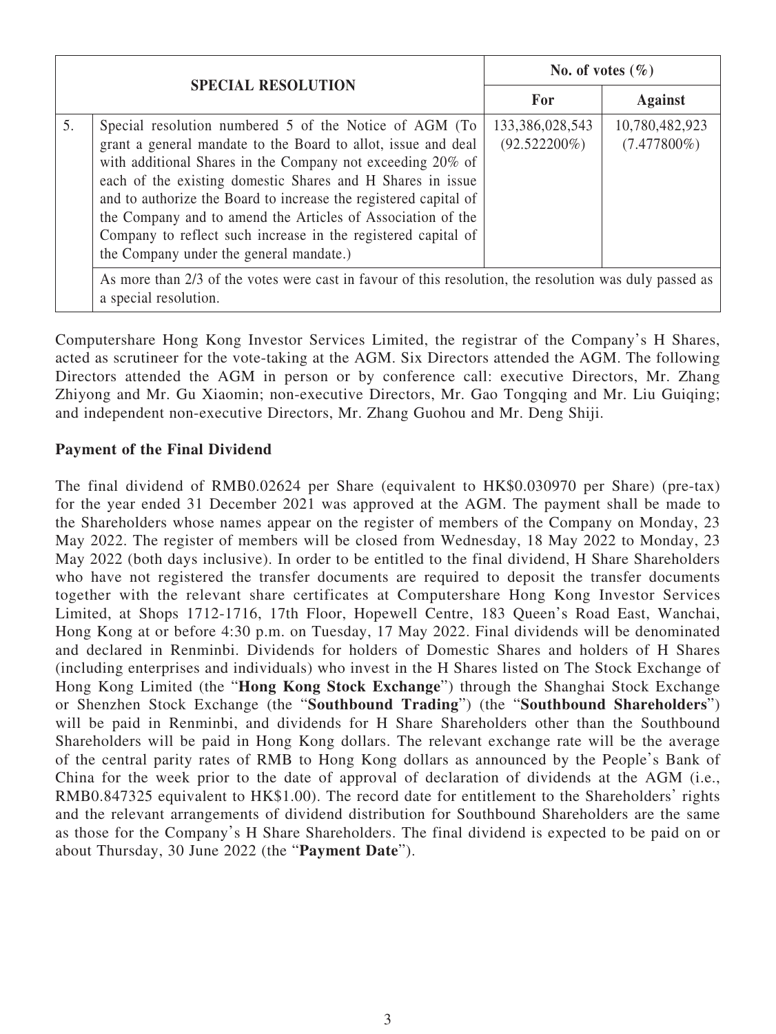| | SPECIAL RESOLUTION | No. of votes (%) | |
|---|---|---|---|
| | | **For** | **Against** |
| 5. | Special resolution numbered 5 of the Notice of AGM (To grant a general mandate to the Board to allot, issue and deal with additional Shares in the Company not exceeding 20% of each of the existing domestic Shares and H Shares in issue and to authorize the Board to increase the registered capital of the Company and to amend the Articles of Association of the Company to reflect such increase in the registered capital of the Company under the general mandate.) | 133,386,028,543 (92.522200%) | 10,780,482,923 (7.477800%) |
| | As more than 2/3 of the votes were cast in favour of this resolution, the resolution was duly passed as a special resolution. | | |

Computershare Hong Kong Investor Services Limited, the registrar of the Company's H Shares, acted as scrutineer for the vote-taking at the AGM. Six Directors attended the AGM. The following Directors attended the AGM in person or by conference call: executive Directors, Mr. Zhang Zhiyong and Mr. Gu Xiaomin; non-executive Directors, Mr. Gao Tongqing and Mr. Liu Guiqing; and independent non-executive Directors, Mr. Zhang Guohou and Mr. Deng Shiji.

**Payment of the Final Dividend**

The final dividend of RMB0.02624 per Share (equivalent to HK$0.030970 per Share) (pre-tax) for the year ended 31 December 2021 was approved at the AGM. The payment shall be made to the Shareholders whose names appear on the register of members of the Company on Monday, 23 May 2022. The register of members will be closed from Wednesday, 18 May 2022 to Monday, 23 May 2022 (both days inclusive). In order to be entitled to the final dividend, H Share Shareholders who have not registered the transfer documents are required to deposit the transfer documents together with the relevant share certificates at Computershare Hong Kong Investor Services Limited, at Shops 1712-1716, 17th Floor, Hopewell Centre, 183 Queen's Road East, Wanchai, Hong Kong at or before 4:30 p.m. on Tuesday, 17 May 2022. Final dividends will be denominated and declared in Renminbi. Dividends for holders of Domestic Shares and holders of H Shares (including enterprises and individuals) who invest in the H Shares listed on The Stock Exchange of Hong Kong Limited (the "**Hong Kong Stock Exchange**") through the Shanghai Stock Exchange or Shenzhen Stock Exchange (the "**Southbound Trading**") (the "**Southbound Shareholders**") will be paid in Renminbi, and dividends for H Share Shareholders other than the Southbound Shareholders will be paid in Hong Kong dollars. The relevant exchange rate will be the average of the central parity rates of RMB to Hong Kong dollars as announced by the People's Bank of China for the week prior to the date of approval of declaration of dividends at the AGM (i.e., RMB0.847325 equivalent to HK$1.00). The record date for entitlement to the Shareholders' rights and the relevant arrangements of dividend distribution for Southbound Shareholders are the same as those for the Company's H Share Shareholders. The final dividend is expected to be paid on or about Thursday, 30 June 2022 (the "**Payment Date**").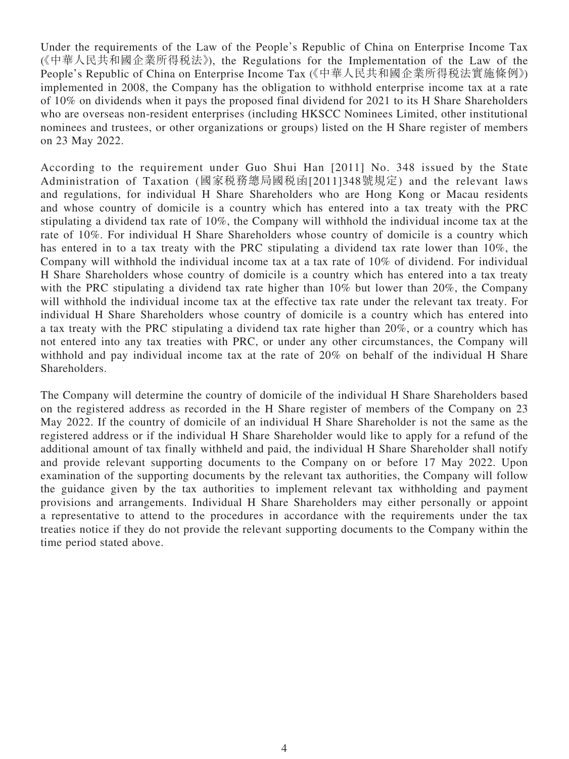Under the requirements of the Law of the People's Republic of China on Enterprise Income Tax (《中華人民共和國企業所得稅法》), the Regulations for the Implementation of the Law of the People's Republic of China on Enterprise Income Tax (《中華人民共和國企業所得稅法實施條例》) implemented in 2008, the Company has the obligation to withhold enterprise income tax at a rate of 10% on dividends when it pays the proposed final dividend for 2021 to its H Share Shareholders who are overseas non-resident enterprises (including HKSCC Nominees Limited, other institutional nominees and trustees, or other organizations or groups) listed on the H Share register of members on 23 May 2022.

According to the requirement under Guo Shui Han [2011] No. 348 issued by the State Administration of Taxation (國家稅務總局國稅函[2011]348號規定) and the relevant laws and regulations, for individual H Share Shareholders who are Hong Kong or Macau residents and whose country of domicile is a country which has entered into a tax treaty with the PRC stipulating a dividend tax rate of 10%, the Company will withhold the individual income tax at the rate of 10%. For individual H Share Shareholders whose country of domicile is a country which has entered in to a tax treaty with the PRC stipulating a dividend tax rate lower than 10%, the Company will withhold the individual income tax at a tax rate of 10% of dividend. For individual H Share Shareholders whose country of domicile is a country which has entered into a tax treaty with the PRC stipulating a dividend tax rate higher than 10% but lower than 20%, the Company will withhold the individual income tax at the effective tax rate under the relevant tax treaty. For individual H Share Shareholders whose country of domicile is a country which has entered into a tax treaty with the PRC stipulating a dividend tax rate higher than 20%, or a country which has not entered into any tax treaties with PRC, or under any other circumstances, the Company will withhold and pay individual income tax at the rate of 20% on behalf of the individual H Share Shareholders.

The Company will determine the country of domicile of the individual H Share Shareholders based on the registered address as recorded in the H Share register of members of the Company on 23 May 2022. If the country of domicile of an individual H Share Shareholder is not the same as the registered address or if the individual H Share Shareholder would like to apply for a refund of the additional amount of tax finally withheld and paid, the individual H Share Shareholder shall notify and provide relevant supporting documents to the Company on or before 17 May 2022. Upon examination of the supporting documents by the relevant tax authorities, the Company will follow the guidance given by the tax authorities to implement relevant tax withholding and payment provisions and arrangements. Individual H Share Shareholders may either personally or appoint a representative to attend to the procedures in accordance with the requirements under the tax treaties notice if they do not provide the relevant supporting documents to the Company within the time period stated above.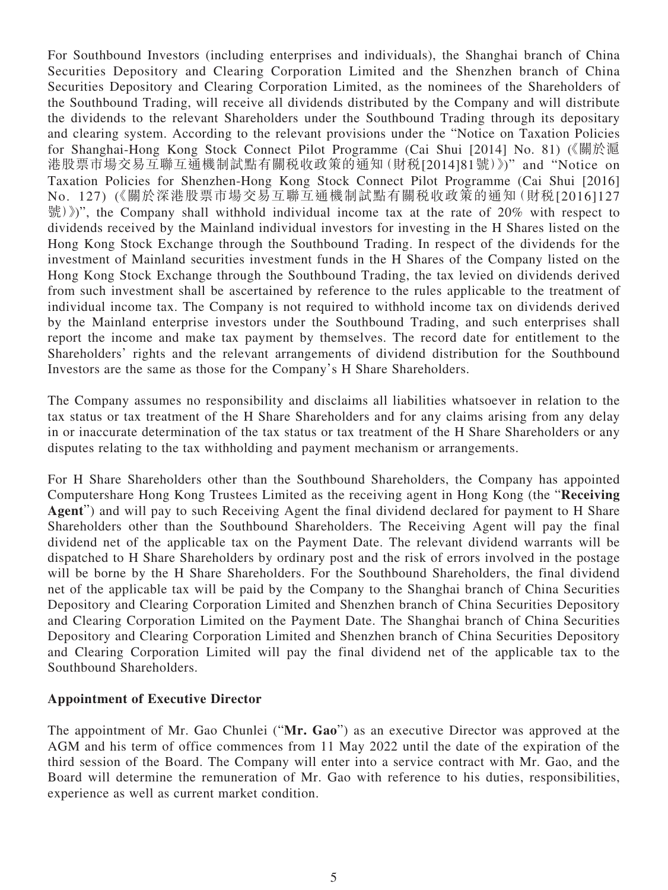For Southbound Investors (including enterprises and individuals), the Shanghai branch of China Securities Depository and Clearing Corporation Limited and the Shenzhen branch of China Securities Depository and Clearing Corporation Limited, as the nominees of the Shareholders of the Southbound Trading, will receive all dividends distributed by the Company and will distribute the dividends to the relevant Shareholders under the Southbound Trading through its depositary and clearing system. According to the relevant provisions under the "Notice on Taxation Policies for Shanghai-Hong Kong Stock Connect Pilot Programme (Cai Shui [2014] No. 81) (《關於滬港股票市場交易互聯互通機制試點有關稅收政策的通知(財稅[2014]81號)》)" and "Notice on Taxation Policies for Shenzhen-Hong Kong Stock Connect Pilot Programme (Cai Shui [2016] No. 127) (《關於深港股票市場交易互聯互通機制試點有關稅收政策的通知(財稅[2016]127號)》)", the Company shall withhold individual income tax at the rate of 20% with respect to dividends received by the Mainland individual investors for investing in the H Shares listed on the Hong Kong Stock Exchange through the Southbound Trading. In respect of the dividends for the investment of Mainland securities investment funds in the H Shares of the Company listed on the Hong Kong Stock Exchange through the Southbound Trading, the tax levied on dividends derived from such investment shall be ascertained by reference to the rules applicable to the treatment of individual income tax. The Company is not required to withhold income tax on dividends derived by the Mainland enterprise investors under the Southbound Trading, and such enterprises shall report the income and make tax payment by themselves. The record date for entitlement to the Shareholders' rights and the relevant arrangements of dividend distribution for the Southbound Investors are the same as those for the Company's H Share Shareholders.

The Company assumes no responsibility and disclaims all liabilities whatsoever in relation to the tax status or tax treatment of the H Share Shareholders and for any claims arising from any delay in or inaccurate determination of the tax status or tax treatment of the H Share Shareholders or any disputes relating to the tax withholding and payment mechanism or arrangements.

For H Share Shareholders other than the Southbound Shareholders, the Company has appointed Computershare Hong Kong Trustees Limited as the receiving agent in Hong Kong (the "**Receiving Agent**") and will pay to such Receiving Agent the final dividend declared for payment to H Share Shareholders other than the Southbound Shareholders. The Receiving Agent will pay the final dividend net of the applicable tax on the Payment Date. The relevant dividend warrants will be dispatched to H Share Shareholders by ordinary post and the risk of errors involved in the postage will be borne by the H Share Shareholders. For the Southbound Shareholders, the final dividend net of the applicable tax will be paid by the Company to the Shanghai branch of China Securities Depository and Clearing Corporation Limited and Shenzhen branch of China Securities Depository and Clearing Corporation Limited on the Payment Date. The Shanghai branch of China Securities Depository and Clearing Corporation Limited and Shenzhen branch of China Securities Depository and Clearing Corporation Limited will pay the final dividend net of the applicable tax to the Southbound Shareholders.

**Appointment of Executive Director**

The appointment of Mr. Gao Chunlei ("**Mr. Gao**") as an executive Director was approved at the AGM and his term of office commences from 11 May 2022 until the date of the expiration of the third session of the Board. The Company will enter into a service contract with Mr. Gao, and the Board will determine the remuneration of Mr. Gao with reference to his duties, responsibilities, experience as well as current market condition.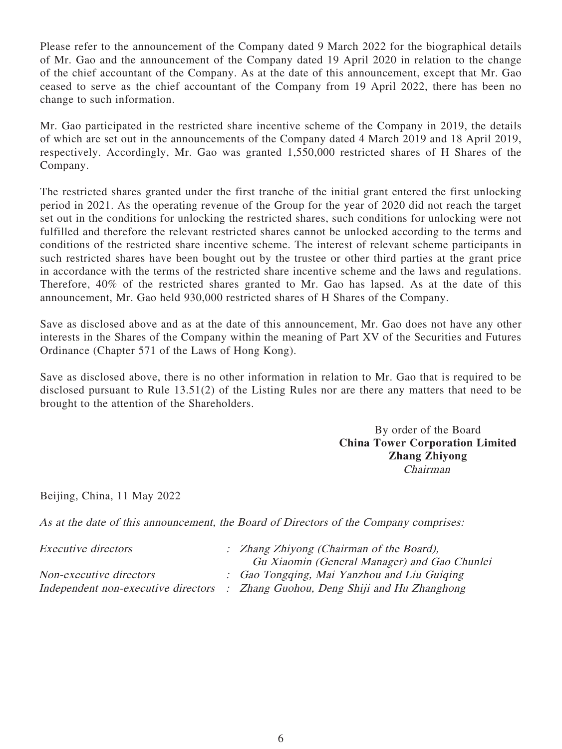Please refer to the announcement of the Company dated 9 March 2022 for the biographical details of Mr. Gao and the announcement of the Company dated 19 April 2020 in relation to the change of the chief accountant of the Company. As at the date of this announcement, except that Mr. Gao ceased to serve as the chief accountant of the Company from 19 April 2022, there has been no change to such information.

Mr. Gao participated in the restricted share incentive scheme of the Company in 2019, the details of which are set out in the announcements of the Company dated 4 March 2019 and 18 April 2019, respectively. Accordingly, Mr. Gao was granted 1,550,000 restricted shares of H Shares of the Company.

The restricted shares granted under the first tranche of the initial grant entered the first unlocking period in 2021. As the operating revenue of the Group for the year of 2020 did not reach the target set out in the conditions for unlocking the restricted shares, such conditions for unlocking were not fulfilled and therefore the relevant restricted shares cannot be unlocked according to the terms and conditions of the restricted share incentive scheme. The interest of relevant scheme participants in such restricted shares have been bought out by the trustee or other third parties at the grant price in accordance with the terms of the restricted share incentive scheme and the laws and regulations. Therefore, 40% of the restricted shares granted to Mr. Gao has lapsed. As at the date of this announcement, Mr. Gao held 930,000 restricted shares of H Shares of the Company.

Save as disclosed above and as at the date of this announcement, Mr. Gao does not have any other interests in the Shares of the Company within the meaning of Part XV of the Securities and Futures Ordinance (Chapter 571 of the Laws of Hong Kong).

Save as disclosed above, there is no other information in relation to Mr. Gao that is required to be disclosed pursuant to Rule 13.51(2) of the Listing Rules nor are there any matters that need to be brought to the attention of the Shareholders.

By order of the Board
**China Tower Corporation Limited**
**Zhang Zhiyong**
*Chairman*

Beijing, China, 11 May 2022

*As at the date of this announcement, the Board of Directors of the Company comprises:*

| | | |
|---|---|---|
| *Executive directors* | : | *Zhang Zhiyong (Chairman of the Board), Gu Xiaomin (General Manager) and Gao Chunlei* |
| *Non-executive directors* | : | *Gao Tongqing, Mai Yanzhou and Liu Guiqing* |
| *Independent non-executive directors* | : | *Zhang Guohou, Deng Shiji and Hu Zhanghong* |